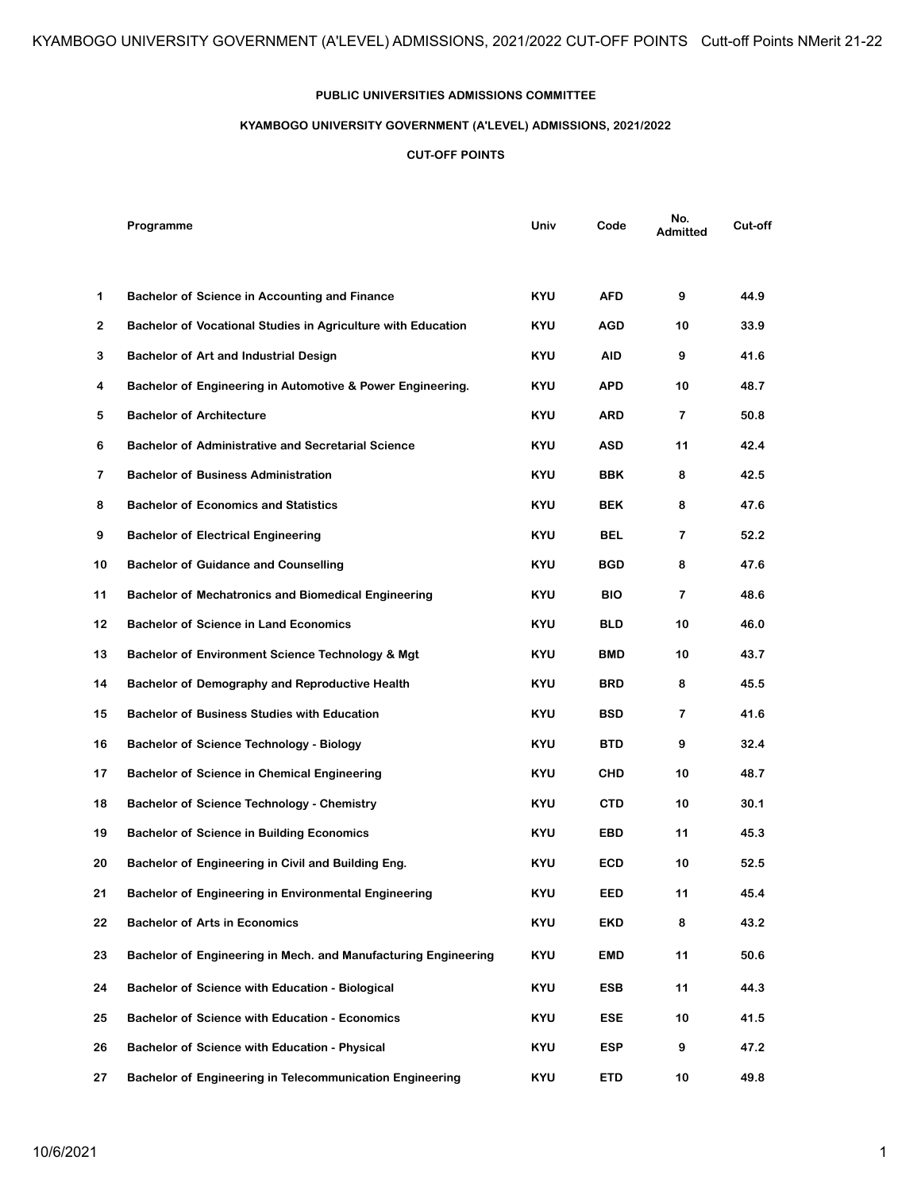**PUBLIC UNIVERSITIES ADMISSIONS COMMITTEE**

**KYAMBOGO UNIVERSITY GOVERNMENT (A'LEVEL) ADMISSIONS, 2021/2022**

**CUT-OFF POINTS**

| | Programme | Univ | Code | No. Admitted | Cut-off |
|---|---|---|---|---|---|
| 1 | Bachelor of Science in Accounting and Finance | KYU | AFD | 9 | 44.9 |
| 2 | Bachelor of Vocational Studies in Agriculture with Education | KYU | AGD | 10 | 33.9 |
| 3 | Bachelor of Art and Industrial Design | KYU | AID | 9 | 41.6 |
| 4 | Bachelor of Engineering in Automotive & Power Engineering. | KYU | APD | 10 | 48.7 |
| 5 | Bachelor of Architecture | KYU | ARD | 7 | 50.8 |
| 6 | Bachelor of Administrative and Secretarial Science | KYU | ASD | 11 | 42.4 |
| 7 | Bachelor of Business Administration | KYU | BBK | 8 | 42.5 |
| 8 | Bachelor of Economics and Statistics | KYU | BEK | 8 | 47.6 |
| 9 | Bachelor of Electrical Engineering | KYU | BEL | 7 | 52.2 |
| 10 | Bachelor of Guidance and Counselling | KYU | BGD | 8 | 47.6 |
| 11 | Bachelor of Mechatronics and Biomedical Engineering | KYU | BIO | 7 | 48.6 |
| 12 | Bachelor of Science in Land Economics | KYU | BLD | 10 | 46.0 |
| 13 | Bachelor of Environment Science Technology & Mgt | KYU | BMD | 10 | 43.7 |
| 14 | Bachelor of Demography and Reproductive Health | KYU | BRD | 8 | 45.5 |
| 15 | Bachelor of Business Studies with Education | KYU | BSD | 7 | 41.6 |
| 16 | Bachelor of Science Technology - Biology | KYU | BTD | 9 | 32.4 |
| 17 | Bachelor of Science in Chemical Engineering | KYU | CHD | 10 | 48.7 |
| 18 | Bachelor of Science Technology - Chemistry | KYU | CTD | 10 | 30.1 |
| 19 | Bachelor of Science in Building Economics | KYU | EBD | 11 | 45.3 |
| 20 | Bachelor of Engineering in Civil and Building Eng. | KYU | ECD | 10 | 52.5 |
| 21 | Bachelor of Engineering in Environmental Engineering | KYU | EED | 11 | 45.4 |
| 22 | Bachelor of Arts in Economics | KYU | EKD | 8 | 43.2 |
| 23 | Bachelor of Engineering in Mech. and Manufacturing Engineering | KYU | EMD | 11 | 50.6 |
| 24 | Bachelor of Science with Education - Biological | KYU | ESB | 11 | 44.3 |
| 25 | Bachelor of Science with Education - Economics | KYU | ESE | 10 | 41.5 |
| 26 | Bachelor of Science with Education - Physical | KYU | ESP | 9 | 47.2 |
| 27 | Bachelor of Engineering in Telecommunication Engineering | KYU | ETD | 10 | 49.8 |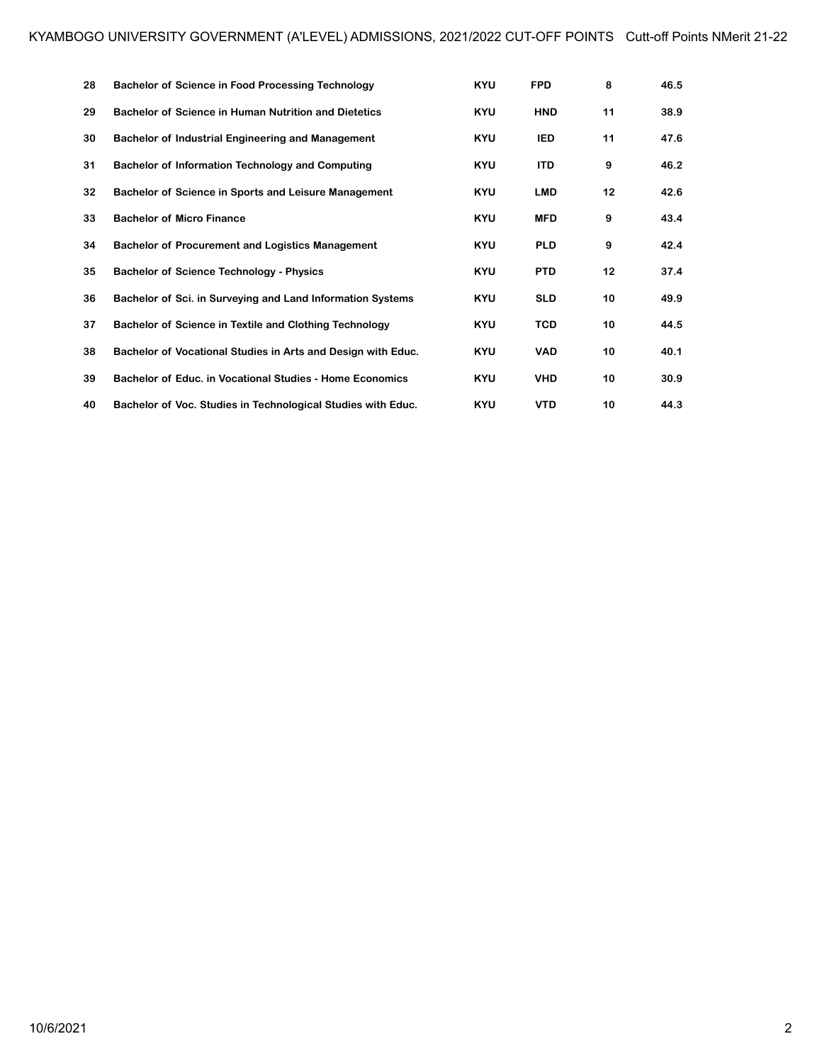| | | | | | |
|---|---|---|---|---|---|
| 28 | Bachelor of Science in Food Processing Technology | KYU | FPD | 8 | 46.5 |
| 29 | Bachelor of Science in Human Nutrition and Dietetics | KYU | HND | 11 | 38.9 |
| 30 | Bachelor of Industrial Engineering and Management | KYU | IED | 11 | 47.6 |
| 31 | Bachelor of Information Technology and Computing | KYU | ITD | 9 | 46.2 |
| 32 | Bachelor of Science in Sports and Leisure Management | KYU | LMD | 12 | 42.6 |
| 33 | Bachelor of Micro Finance | KYU | MFD | 9 | 43.4 |
| 34 | Bachelor of Procurement and Logistics Management | KYU | PLD | 9 | 42.4 |
| 35 | Bachelor of Science Technology - Physics | KYU | PTD | 12 | 37.4 |
| 36 | Bachelor of Sci. in Surveying and Land Information Systems | KYU | SLD | 10 | 49.9 |
| 37 | Bachelor of Science in Textile and Clothing Technology | KYU | TCD | 10 | 44.5 |
| 38 | Bachelor of Vocational Studies in Arts and Design with Educ. | KYU | VAD | 10 | 40.1 |
| 39 | Bachelor of Educ. in Vocational Studies - Home Economics | KYU | VHD | 10 | 30.9 |
| 40 | Bachelor of Voc. Studies in Technological Studies with Educ. | KYU | VTD | 10 | 44.3 |